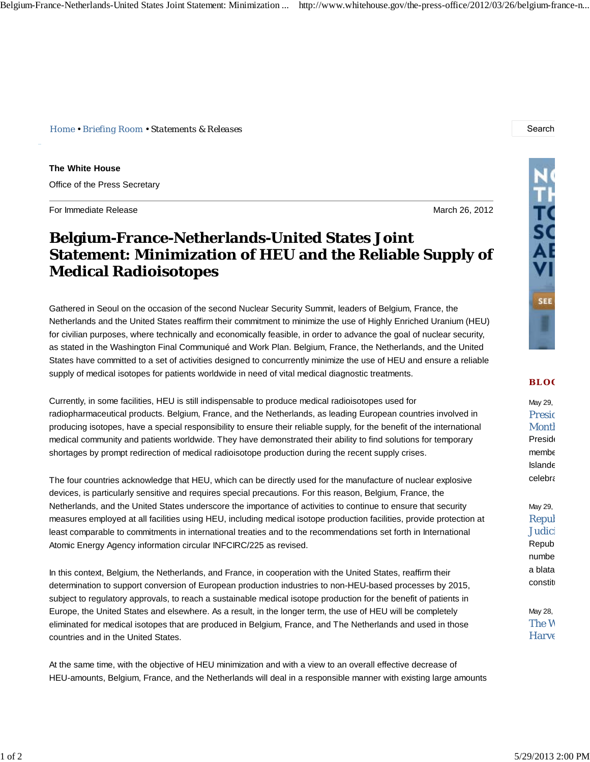Home • Briefing Room • Statements & Releases

**The White House**

Office of the Press Secretary

For Immediate Release March 26, 2012

# Belgium-France-Netherlands-United States Joint Statement: Minimization of HEU and the Reliable Supply of Medical Radioisotopes

Gathered in Seoul on the occasion of the second Nuclear Security Summit, leaders of Belgium, France, the Netherlands and the United States reaffirm their commitment to minimize the use of Highly Enriched Uranium (HEU) for civilian purposes, where technically and economically feasible, in order to advance the goal of nuclear security, as stated in the Washington Final Communiqué and Work Plan. Belgium, France, the Netherlands, and the United States have committed to a set of activities designed to concurrently minimize the use of HEU and ensure a reliable supply of medical isotopes for patients worldwide in need of vital medical diagnostic treatments.

Currently, in some facilities, HEU is still indispensable to produce medical radioisotopes used for radiopharmaceutical products. Belgium, France, and the Netherlands, as leading European countries involved in producing isotopes, have a special responsibility to ensure their reliable supply, for the benefit of the international medical community and patients worldwide. They have demonstrated their ability to find solutions for temporary shortages by prompt redirection of medical radioisotope production during the recent supply crises.

The four countries acknowledge that HEU, which can be directly used for the manufacture of nuclear explosive devices, is particularly sensitive and requires special precautions. For this reason, Belgium, France, the Netherlands, and the United States underscore the importance of activities to continue to ensure that security measures employed at all facilities using HEU, including medical isotope production facilities, provide protection at least comparable to commitments in international treaties and to the recommendations set forth in International Atomic Energy Agency information circular INFCIRC/225 as revised.

In this context, Belgium, the Netherlands, and France, in cooperation with the United States, reaffirm their determination to support conversion of European production industries to non-HEU-based processes by 2015, subject to regulatory approvals, to reach a sustainable medical isotope production for the benefit of patients in Europe, the United States and elsewhere. As a result, in the longer term, the use of HEU will be completely eliminated for medical isotopes that are produced in Belgium, France, and The Netherlands and used in those countries and in the United States.

At the same time, with the objective of HEU minimization and with a view to an overall effective decrease of HEU-amounts, Belgium, France, and the Netherlands will deal in a responsible manner with existing large amounts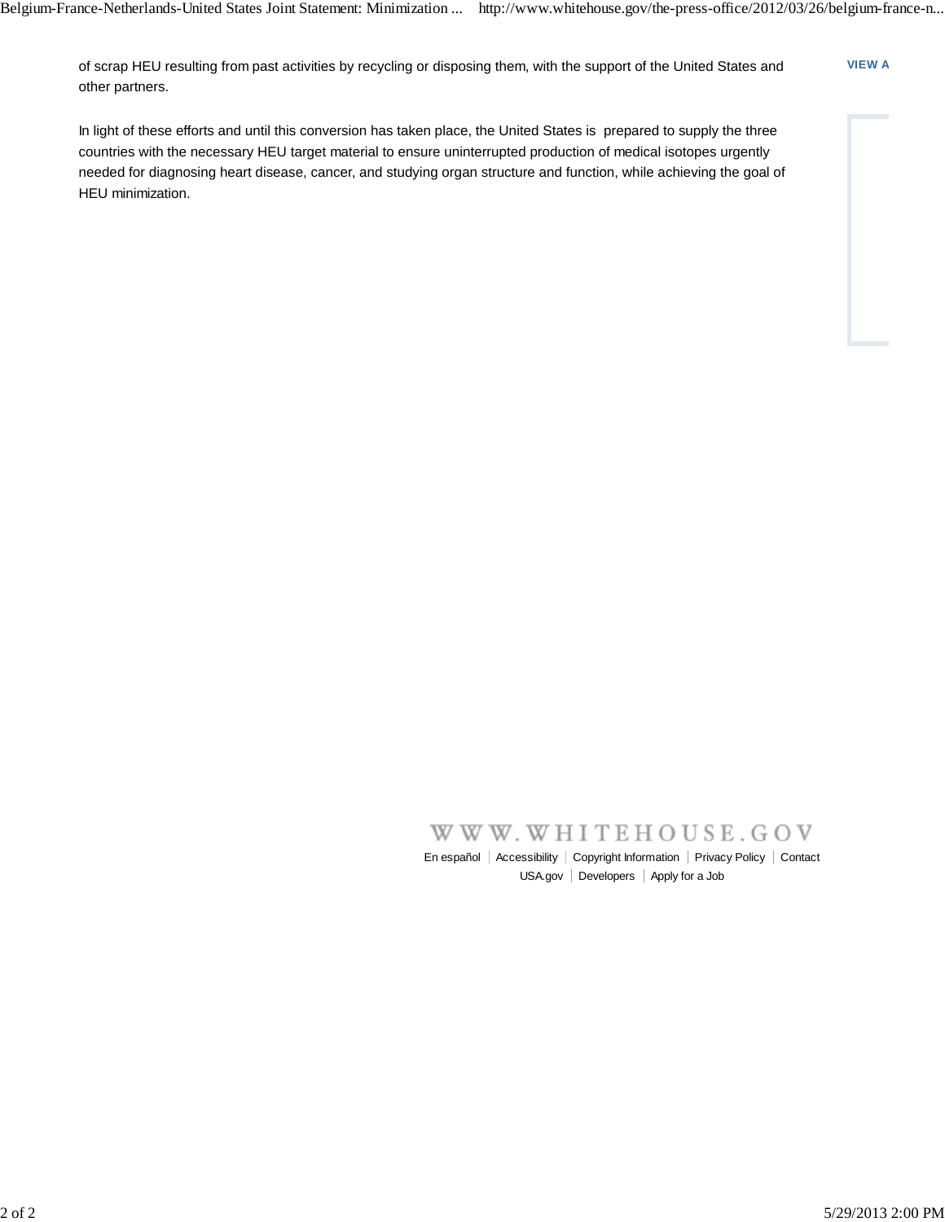of scrap HEU resulting from past activities by recycling or disposing them, with the support of the United States and other partners.

In light of these efforts and until this conversion has taken place, the United States is prepared to supply the three countries with the necessary HEU target material to ensure uninterrupted production of medical isotopes urgently needed for diagnosing heart disease, cancer, and studying organ structure and function, while achieving the goal of HEU minimization.